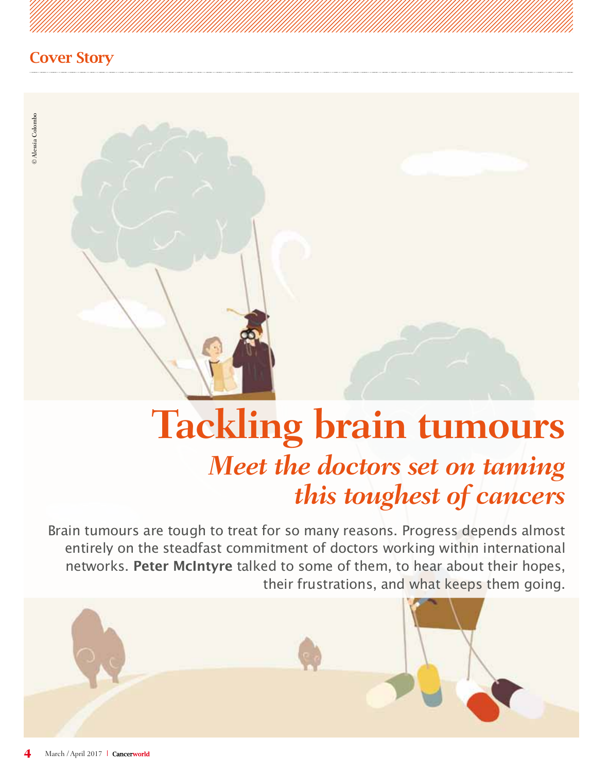Cover Story

© Alessia Colombo

# Tackling brain tumours

## *Meet the doctors set on taming this toughest of cancers*

Brain tumours are tough to treat for so many reasons. Progress depends almost entirely on the steadfast commitment of doctors working within international networks. **Peter McIntyre** talked to some of them, to hear about their hopes, their frustrations, and what keeps them going.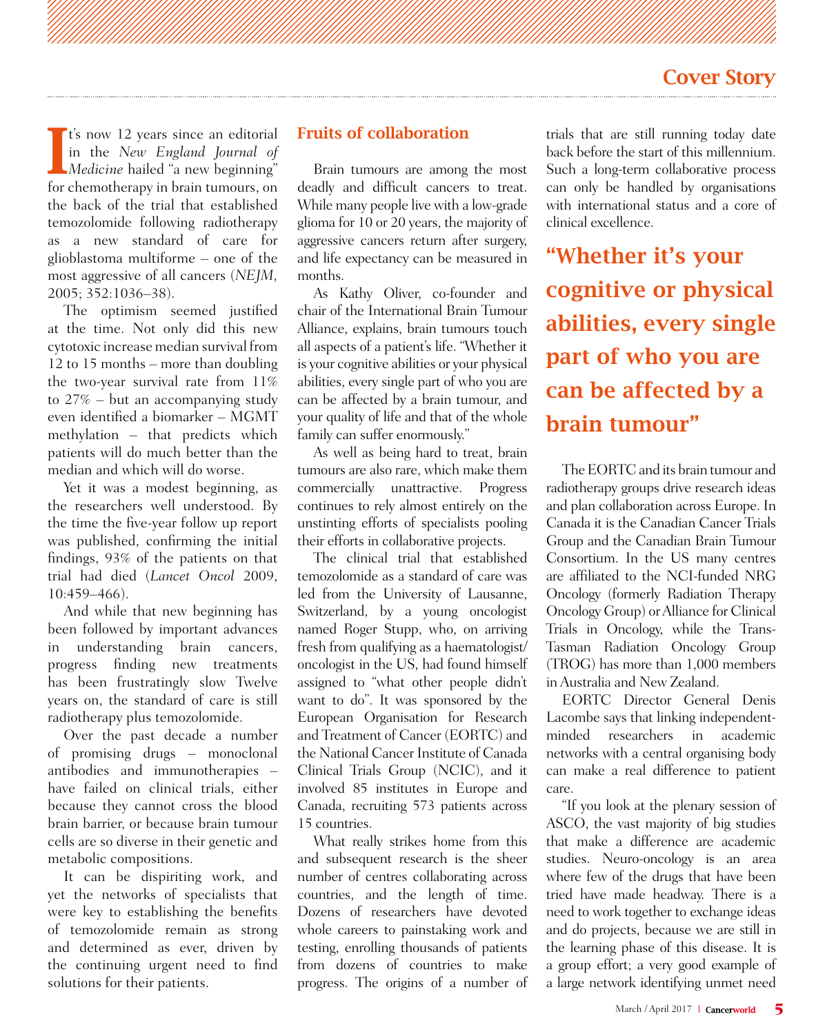It's now 12 years since an editorial in the *New England Journal of Medicine* hailed "a new beginning" for chemotherapy in brain tumours, on the back of the trial that established temozolomide following radiotherapy as a new standard of care for glioblastoma multiforme – one of the most aggressive of all cancers (*NEJM,* 2005; 352:1036–38).

The optimism seemed justified at the time. Not only did this new cytotoxic increase median survival from 12 to 15 months – more than doubling the two-year survival rate from 11% to 27% – but an accompanying study even identified a biomarker – MGMT methylation – that predicts which patients will do much better than the median and which will do worse.

Yet it was a modest beginning, as the researchers well understood. By the time the five-year follow up report was published, confirming the initial findings, 93% of the patients on that trial had died (*Lancet Oncol* 2009, 10:459–466).

And while that new beginning has been followed by important advances in understanding brain cancers, progress finding new treatments has been frustratingly slow Twelve years on, the standard of care is still radiotherapy plus temozolomide.

Over the past decade a number of promising drugs – monoclonal antibodies and immunotherapies – have failed on clinical trials, either because they cannot cross the blood brain barrier, or because brain tumour cells are so diverse in their genetic and metabolic compositions.

It can be dispiriting work, and yet the networks of specialists that were key to establishing the benefits of temozolomide remain as strong and determined as ever, driven by the continuing urgent need to find solutions for their patients.

## Fruits of collaboration

Brain tumours are among the most deadly and difficult cancers to treat. While many people live with a low-grade glioma for 10 or 20 years, the majority of aggressive cancers return after surgery, and life expectancy can be measured in months.

As Kathy Oliver, co-founder and chair of the International Brain Tumour Alliance, explains, brain tumours touch all aspects of a patient's life. "Whether it is your cognitive abilities or your physical abilities, every single part of who you are can be affected by a brain tumour, and your quality of life and that of the whole family can suffer enormously."

As well as being hard to treat, brain tumours are also rare, which make them commercially unattractive. Progress continues to rely almost entirely on the unstinting efforts of specialists pooling their efforts in collaborative projects.

The clinical trial that established temozolomide as a standard of care was led from the University of Lausanne, Switzerland, by a young oncologist named Roger Stupp, who, on arriving fresh from qualifying as a haematologist/ oncologist in the US, had found himself assigned to "what other people didn't want to do". It was sponsored by the European Organisation for Research and Treatment of Cancer (EORTC) and the National Cancer Institute of Canada Clinical Trials Group (NCIC), and it involved 85 institutes in Europe and Canada, recruiting 573 patients across 15 countries.

What really strikes home from this and subsequent research is the sheer number of centres collaborating across countries, and the length of time. Dozens of researchers have devoted whole careers to painstaking work and testing, enrolling thousands of patients from dozens of countries to make progress. The origins of a number of trials that are still running today date back before the start of this millennium. Such a long-term collaborative process can only be handled by organisations with international status and a core of clinical excellence.

**"Whether it's your cognitive or physical abilities, every single part of who you are can be affected by a brain tumour"**

The EORTC and its brain tumour and radiotherapy groups drive research ideas and plan collaboration across Europe. In Canada it is the Canadian Cancer Trials Group and the Canadian Brain Tumour Consortium. In the US many centres are affiliated to the NCI-funded NRG Oncology (formerly Radiation Therapy Oncology Group) or Alliance for Clinical Trials in Oncology, while the Trans-Tasman Radiation Oncology Group (TROG) has more than 1,000 members in Australia and New Zealand.

EORTC Director General Denis Lacombe says that linking independent-minded researchers in academic networks with a central organising body can make a real difference to patient care.

"If you look at the plenary session of ASCO, the vast majority of big studies that make a difference are academic studies. Neuro-oncology is an area where few of the drugs that have been tried have made headway. There is a need to work together to exchange ideas and do projects, because we are still in the learning phase of this disease. It is a group effort; a very good example of a large network identifying unmet need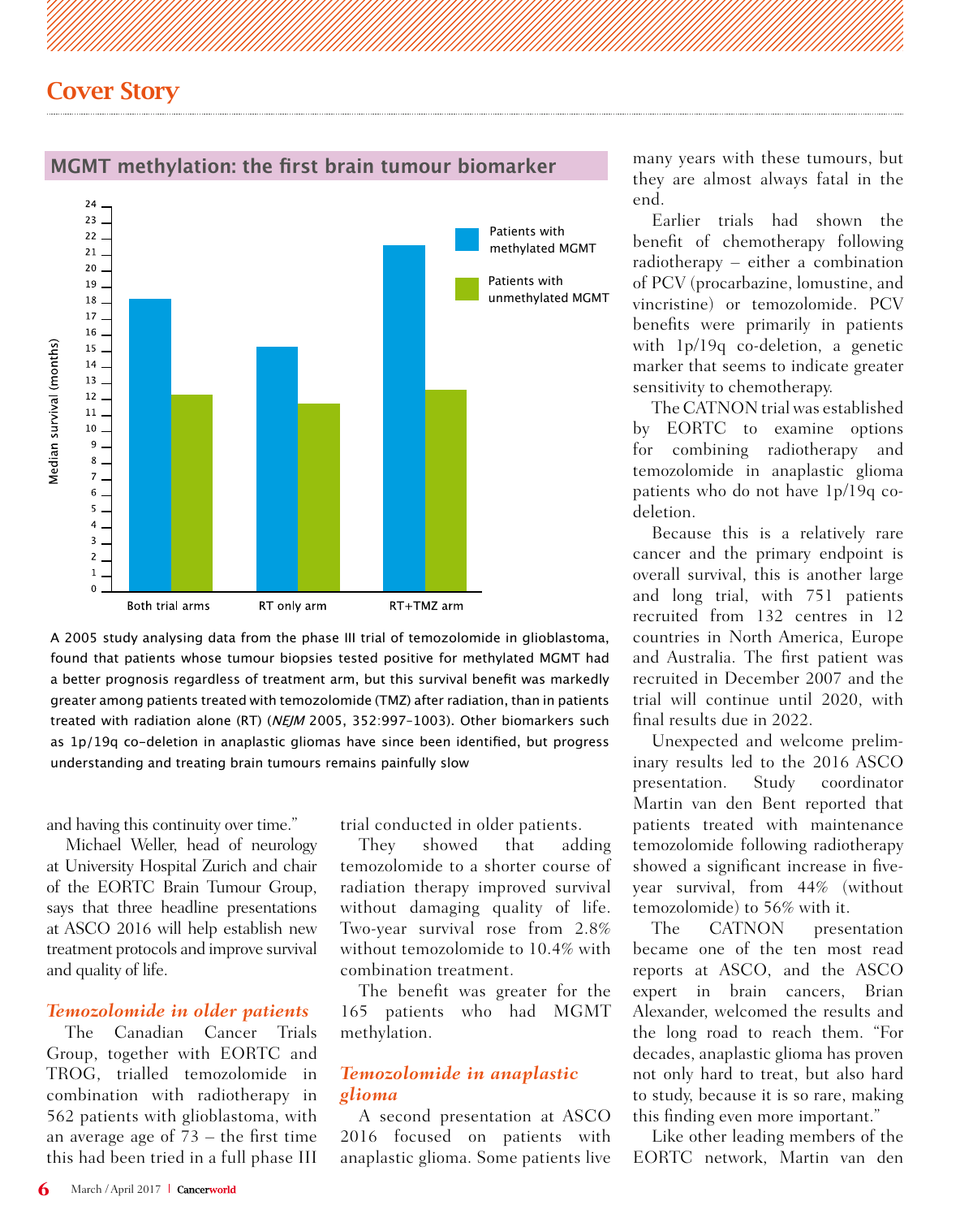## MGMT methylation: the first brain tumour biomarker

A 2005 study analysing data from the phase III trial of temozolomide in glioblastoma, found that patients whose tumour biopsies tested positive for methylated MGMT had a better prognosis regardless of treatment arm, but this survival benefit was markedly greater among patients treated with temozolomide (TMZ) after radiation, than in patients treated with radiation alone (RT) (*NEJM* 2005, 352:997–1003). Other biomarkers such as 1p/19q co-deletion in anaplastic gliomas have since been identified, but progress understanding and treating brain tumours remains painfully slow

and having this continuity over time."

Michael Weller, head of neurology at University Hospital Zurich and chair of the EORTC Brain Tumour Group, says that three headline presentations at ASCO 2016 will help establish new treatment protocols and improve survival and quality of life.

### *Temozolomide in older patients*

The Canadian Cancer Trials Group, together with EORTC and TROG, trialled temozolomide in combination with radiotherapy in 562 patients with glioblastoma, with an average age of 73 – the first time this had been tried in a full phase III trial conducted in older patients.

They showed that adding temozolomide to a shorter course of radiation therapy improved survival without damaging quality of life. Two-year survival rose from 2.8% without temozolomide to 10.4% with combination treatment.

The benefit was greater for the 165 patients who had MGMT methylation.

### *Temozolomide in anaplastic glioma*

A second presentation at ASCO 2016 focused on patients with anaplastic glioma. Some patients live many years with these tumours, but they are almost always fatal in the end.

Earlier trials had shown the benefit of chemotherapy following radiotherapy – either a combination of PCV (procarbazine, lomustine, and vincristine) or temozolomide. PCV benefits were primarily in patients with 1p/19q co-deletion, a genetic marker that seems to indicate greater sensitivity to chemotherapy.

The CATNON trial was established by EORTC to examine options for combining radiotherapy and temozolomide in anaplastic glioma patients who do not have 1p/19q co-deletion.

Because this is a relatively rare cancer and the primary endpoint is overall survival, this is another large and long trial, with 751 patients recruited from 132 centres in 12 countries in North America, Europe and Australia. The first patient was recruited in December 2007 and the trial will continue until 2020, with final results due in 2022.

Unexpected and welcome preliminary results led to the 2016 ASCO presentation. Study coordinator Martin van den Bent reported that patients treated with maintenance temozolomide following radiotherapy showed a significant increase in five-year survival, from 44% (without temozolomide) to 56% with it.

The CATNON presentation became one of the ten most read reports at ASCO, and the ASCO expert in brain cancers, Brian Alexander, welcomed the results and the long road to reach them. "For decades, anaplastic glioma has proven not only hard to treat, but also hard to study, because it is so rare, making this finding even more important."

Like other leading members of the EORTC network, Martin van den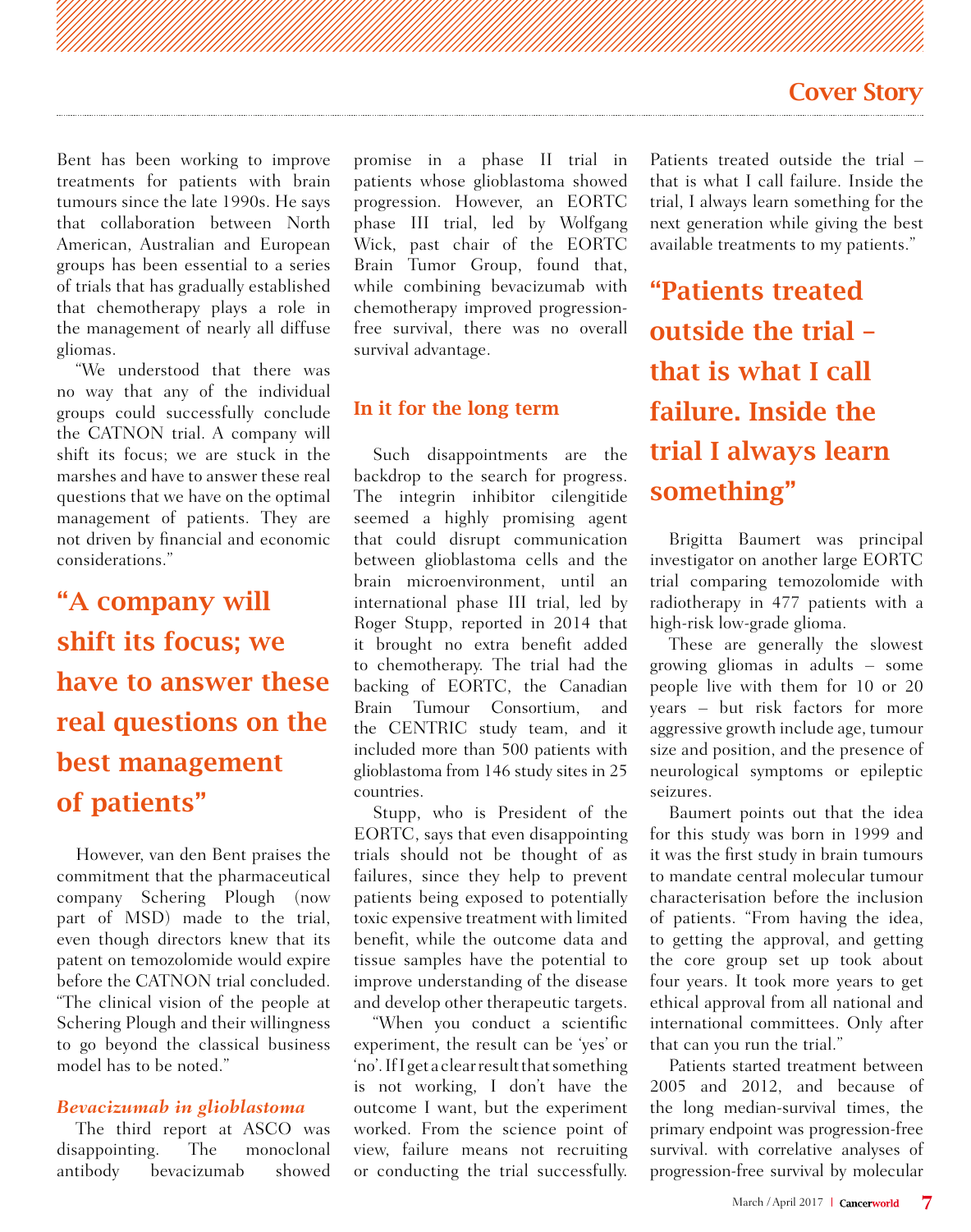Bent has been working to improve treatments for patients with brain tumours since the late 1990s. He says that collaboration between North American, Australian and European groups has been essential to a series of trials that has gradually established that chemotherapy plays a role in the management of nearly all diffuse gliomas.

"We understood that there was no way that any of the individual groups could successfully conclude the CATNON trial. A company will shift its focus; we are stuck in the marshes and have to answer these real questions that we have on the optimal management of patients. They are not driven by financial and economic considerations."

> **"A company will shift its focus; we have to answer these real questions on the best management of patients"**

However, van den Bent praises the commitment that the pharmaceutical company Schering Plough (now part of MSD) made to the trial, even though directors knew that its patent on temozolomide would expire before the CATNON trial concluded. "The clinical vision of the people at Schering Plough and their willingness to go beyond the classical business model has to be noted."

### *Bevacizumab in glioblastoma*

The third report at ASCO was disappointing. The monoclonal antibody bevacizumab showed promise in a phase II trial in patients whose glioblastoma showed progression. However, an EORTC phase III trial, led by Wolfgang Wick, past chair of the EORTC Brain Tumor Group, found that, while combining bevacizumab with chemotherapy improved progression-free survival, there was no overall survival advantage.

## In it for the long term

Such disappointments are the backdrop to the search for progress. The integrin inhibitor cilengitide seemed a highly promising agent that could disrupt communication between glioblastoma cells and the brain microenvironment, until an international phase III trial, led by Roger Stupp, reported in 2014 that it brought no extra benefit added to chemotherapy. The trial had the backing of EORTC, the Canadian Brain Tumour Consortium, and the CENTRIC study team, and it included more than 500 patients with glioblastoma from 146 study sites in 25 countries.

Stupp, who is President of the EORTC, says that even disappointing trials should not be thought of as failures, since they help to prevent patients being exposed to potentially toxic expensive treatment with limited benefit, while the outcome data and tissue samples have the potential to improve understanding of the disease and develop other therapeutic targets.

"When you conduct a scientific experiment, the result can be 'yes' or 'no'. If I get a clear result that something is not working, I don't have the outcome I want, but the experiment worked. From the science point of view, failure means not recruiting or conducting the trial successfully. Patients treated outside the trial – that is what I call failure. Inside the trial, I always learn something for the next generation while giving the best available treatments to my patients."

> **"Patients treated outside the trial – that is what I call failure. Inside the trial I always learn something"**

Brigitta Baumert was principal investigator on another large EORTC trial comparing temozolomide with radiotherapy in 477 patients with a high-risk low-grade glioma.

These are generally the slowest growing gliomas in adults – some people live with them for 10 or 20 years – but risk factors for more aggressive growth include age, tumour size and position, and the presence of neurological symptoms or epileptic seizures.

Baumert points out that the idea for this study was born in 1999 and it was the first study in brain tumours to mandate central molecular tumour characterisation before the inclusion of patients. "From having the idea, to getting the approval, and getting the core group set up took about four years. It took more years to get ethical approval from all national and international committees. Only after that can you run the trial."

Patients started treatment between 2005 and 2012, and because of the long median-survival times, the primary endpoint was progression-free survival. with correlative analyses of progression-free survival by molecular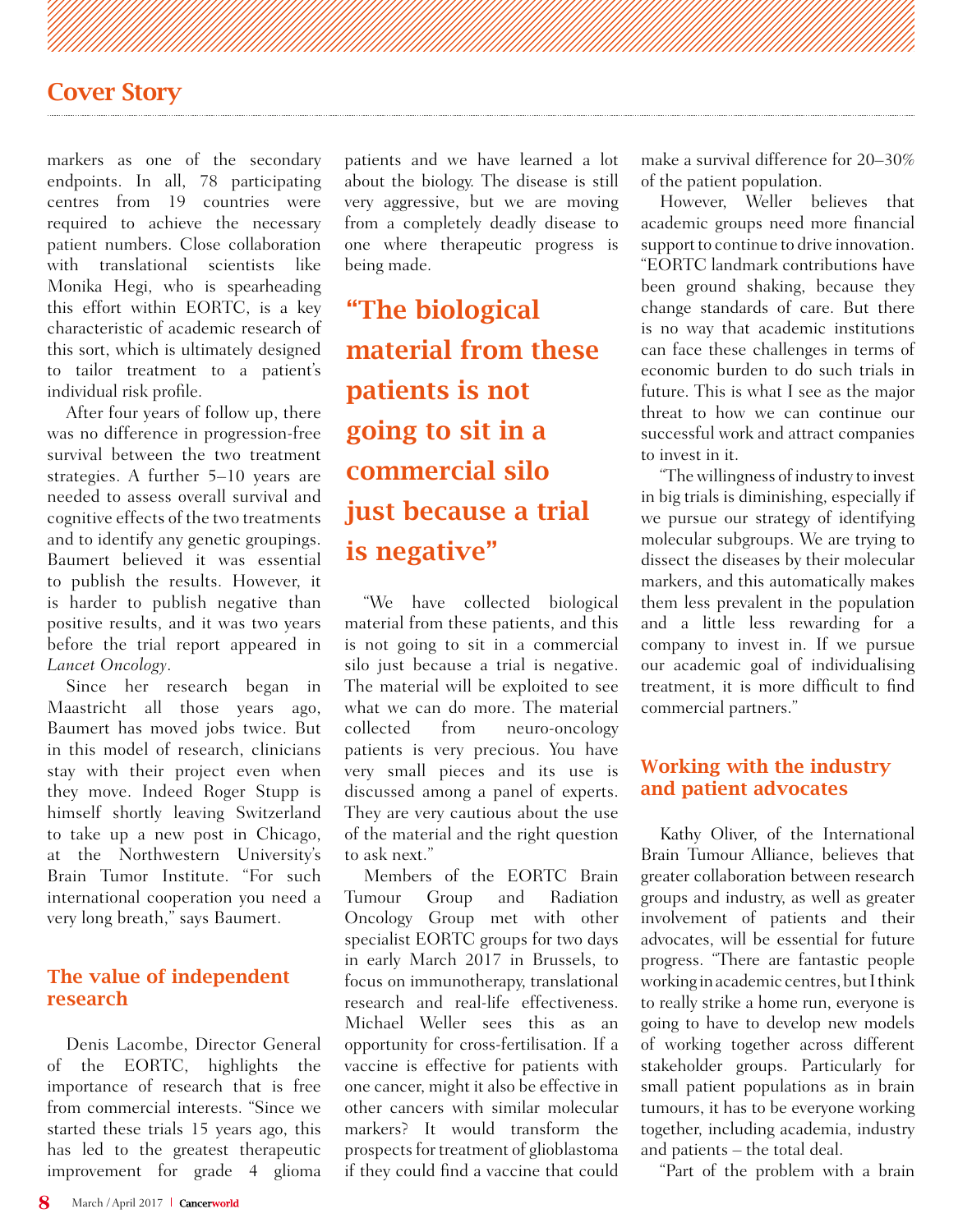markers as one of the secondary endpoints. In all, 78 participating centres from 19 countries were required to achieve the necessary patient numbers. Close collaboration with translational scientists like Monika Hegi, who is spearheading this effort within EORTC, is a key characteristic of academic research of this sort, which is ultimately designed to tailor treatment to a patient's individual risk profile.

After four years of follow up, there was no difference in progression-free survival between the two treatment strategies. A further 5–10 years are needed to assess overall survival and cognitive effects of the two treatments and to identify any genetic groupings. Baumert believed it was essential to publish the results. However, it is harder to publish negative than positive results, and it was two years before the trial report appeared in *Lancet Oncology*.

Since her research began in Maastricht all those years ago, Baumert has moved jobs twice. But in this model of research, clinicians stay with their project even when they move. Indeed Roger Stupp is himself shortly leaving Switzerland to take up a new post in Chicago, at the Northwestern University's Brain Tumor Institute. "For such international cooperation you need a very long breath," says Baumert.

## The value of independent research

Denis Lacombe, Director General of the EORTC, highlights the importance of research that is free from commercial interests. "Since we started these trials 15 years ago, this has led to the greatest therapeutic improvement for grade 4 glioma patients and we have learned a lot about the biology. The disease is still very aggressive, but we are moving from a completely deadly disease to one where therapeutic progress is being made.

> **"The biological material from these patients is not going to sit in a commercial silo just because a trial is negative"**

"We have collected biological material from these patients, and this is not going to sit in a commercial silo just because a trial is negative. The material will be exploited to see what we can do more. The material collected from neuro-oncology patients is very precious. You have very small pieces and its use is discussed among a panel of experts. They are very cautious about the use of the material and the right question to ask next."

Members of the EORTC Brain Tumour Group and Radiation Oncology Group met with other specialist EORTC groups for two days in early March 2017 in Brussels, to focus on immunotherapy, translational research and real-life effectiveness. Michael Weller sees this as an opportunity for cross-fertilisation. If a vaccine is effective for patients with one cancer, might it also be effective in other cancers with similar molecular markers? It would transform the prospects for treatment of glioblastoma if they could find a vaccine that could make a survival difference for 20–30% of the patient population.

However, Weller believes that academic groups need more financial support to continue to drive innovation. "EORTC landmark contributions have been ground shaking, because they change standards of care. But there is no way that academic institutions can face these challenges in terms of economic burden to do such trials in future. This is what I see as the major threat to how we can continue our successful work and attract companies to invest in it.

"The willingness of industry to invest in big trials is diminishing, especially if we pursue our strategy of identifying molecular subgroups. We are trying to dissect the diseases by their molecular markers, and this automatically makes them less prevalent in the population and a little less rewarding for a company to invest in. If we pursue our academic goal of individualising treatment, it is more difficult to find commercial partners."

## Working with the industry and patient advocates

Kathy Oliver, of the International Brain Tumour Alliance, believes that greater collaboration between research groups and industry, as well as greater involvement of patients and their advocates, will be essential for future progress. "There are fantastic people working in academic centres, but I think to really strike a home run, everyone is going to have to develop new models of working together across different stakeholder groups. Particularly for small patient populations as in brain tumours, it has to be everyone working together, including academia, industry and patients – the total deal.

"Part of the problem with a brain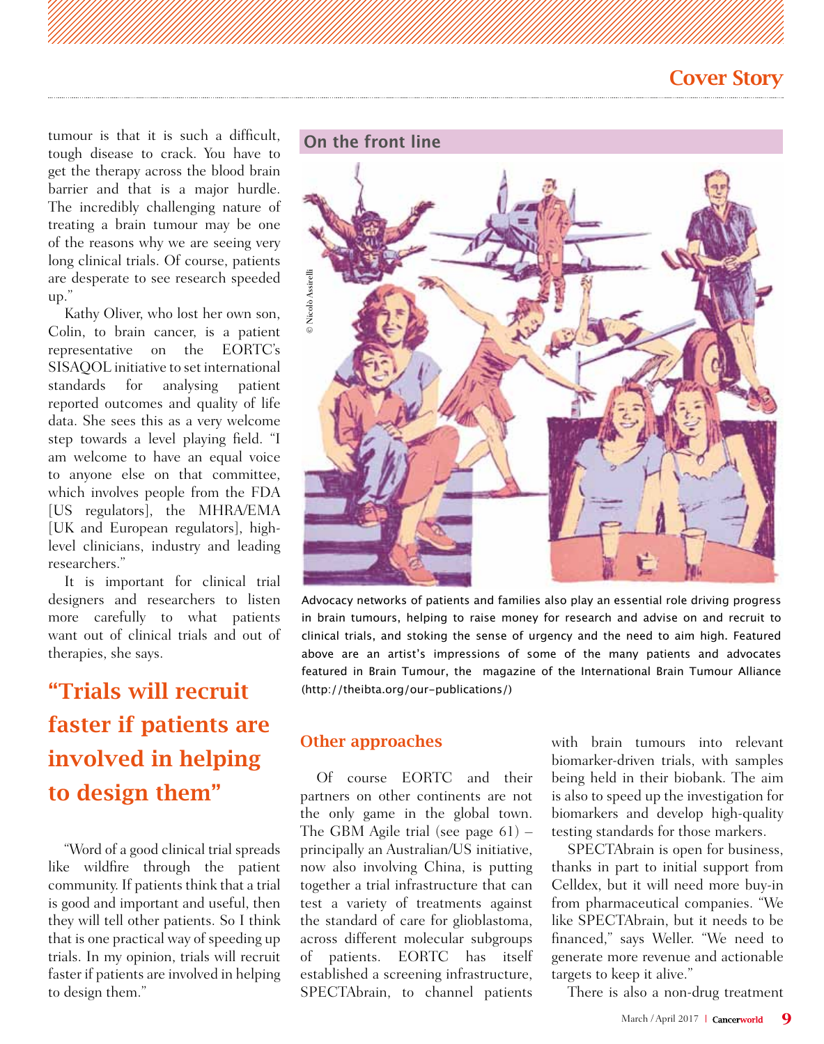tumour is that it is such a difficult, tough disease to crack. You have to get the therapy across the blood brain barrier and that is a major hurdle. The incredibly challenging nature of treating a brain tumour may be one of the reasons why we are seeing very long clinical trials. Of course, patients are desperate to see research speeded up."

Kathy Oliver, who lost her own son, Colin, to brain cancer, is a patient representative on the EORTC's SISAQOL initiative to set international standards for analysing patient reported outcomes and quality of life data. She sees this as a very welcome step towards a level playing field. "I am welcome to have an equal voice to anyone else on that committee, which involves people from the FDA [US regulators], the MHRA/EMA [UK and European regulators], high-level clinicians, industry and leading researchers."

It is important for clinical trial designers and researchers to listen more carefully to what patients want out of clinical trials and out of therapies, she says.

## "Trials will recruit faster if patients are involved in helping to design them"

"Word of a good clinical trial spreads like wildfire through the patient community. If patients think that a trial is good and important and useful, then they will tell other patients. So I think that is one practical way of speeding up trials. In my opinion, trials will recruit faster if patients are involved in helping to design them."

### On the front line

© Nicolò Assirelli

Advocacy networks of patients and families also play an essential role driving progress in brain tumours, helping to raise money for research and advise on and recruit to clinical trials, and stoking the sense of urgency and the need to aim high. Featured above are an artist's impressions of some of the many patients and advocates featured in Brain Tumour, the magazine of the International Brain Tumour Alliance (http://theibta.org/our-publications/)

## Other approaches

Of course EORTC and their partners on other continents are not the only game in the global town. The GBM Agile trial (see page 61) – principally an Australian/US initiative, now also involving China, is putting together a trial infrastructure that can test a variety of treatments against the standard of care for glioblastoma, across different molecular subgroups of patients. EORTC has itself established a screening infrastructure, SPECTAbrain, to channel patients with brain tumours into relevant biomarker-driven trials, with samples being held in their biobank. The aim is also to speed up the investigation for biomarkers and develop high-quality testing standards for those markers.

SPECTAbrain is open for business, thanks in part to initial support from Celldex, but it will need more buy-in from pharmaceutical companies. "We like SPECTAbrain, but it needs to be financed," says Weller. "We need to generate more revenue and actionable targets to keep it alive."

There is also a non-drug treatment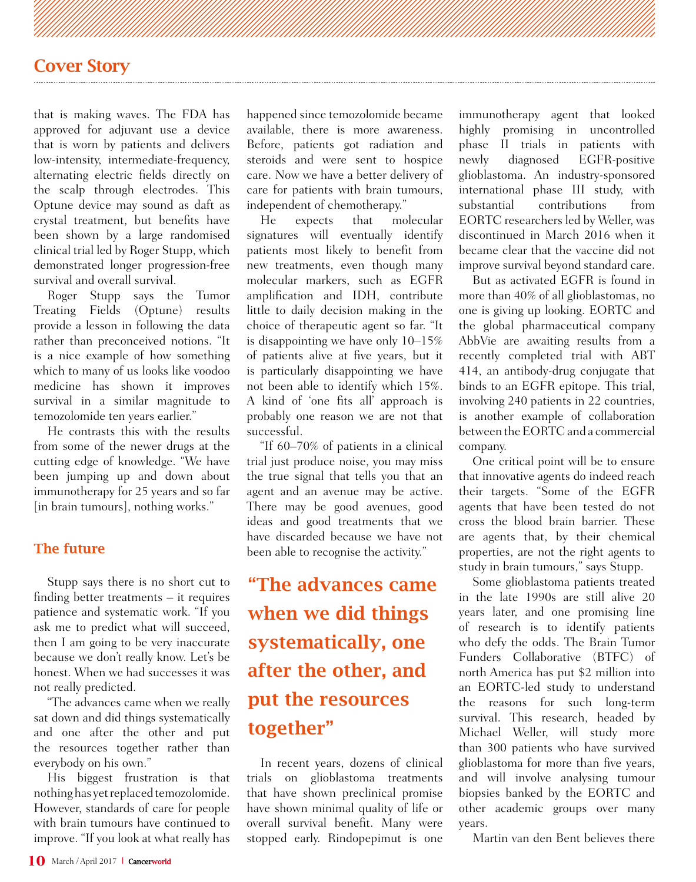that is making waves. The FDA has approved for adjuvant use a device that is worn by patients and delivers low-intensity, intermediate-frequency, alternating electric fields directly on the scalp through electrodes. This Optune device may sound as daft as crystal treatment, but benefits have been shown by a large randomised clinical trial led by Roger Stupp, which demonstrated longer progression-free survival and overall survival.

Roger Stupp says the Tumor Treating Fields (Optune) results provide a lesson in following the data rather than preconceived notions. "It is a nice example of how something which to many of us looks like voodoo medicine has shown it improves survival in a similar magnitude to temozolomide ten years earlier."

He contrasts this with the results from some of the newer drugs at the cutting edge of knowledge. "We have been jumping up and down about immunotherapy for 25 years and so far [in brain tumours], nothing works."

## The future

Stupp says there is no short cut to finding better treatments – it requires patience and systematic work. "If you ask me to predict what will succeed, then I am going to be very inaccurate because we don't really know. Let's be honest. When we had successes it was not really predicted.

"The advances came when we really sat down and did things systematically and one after the other and put the resources together rather than everybody on his own."

His biggest frustration is that nothing has yet replaced temozolomide. However, standards of care for people with brain tumours have continued to improve. "If you look at what really has happened since temozolomide became available, there is more awareness. Before, patients got radiation and steroids and were sent to hospice care. Now we have a better delivery of care for patients with brain tumours, independent of chemotherapy."

He expects that molecular signatures will eventually identify patients most likely to benefit from new treatments, even though many molecular markers, such as EGFR amplification and IDH, contribute little to daily decision making in the choice of therapeutic agent so far. "It is disappointing we have only 10–15% of patients alive at five years, but it is particularly disappointing we have not been able to identify which 15%. A kind of 'one fits all' approach is probably one reason we are not that successful.

"If 60–70% of patients in a clinical trial just produce noise, you may miss the true signal that tells you that an agent and an avenue may be active. There may be good avenues, good ideas and good treatments that we have discarded because we have not been able to recognise the activity."

**"The advances came when we did things systematically, one after the other, and put the resources together"**

In recent years, dozens of clinical trials on glioblastoma treatments that have shown preclinical promise have shown minimal quality of life or overall survival benefit. Many were stopped early. Rindopepimut is one immunotherapy agent that looked highly promising in uncontrolled phase II trials in patients with newly diagnosed EGFR-positive glioblastoma. An industry-sponsored international phase III study, with substantial contributions from EORTC researchers led by Weller, was discontinued in March 2016 when it became clear that the vaccine did not improve survival beyond standard care.

But as activated EGFR is found in more than 40% of all glioblastomas, no one is giving up looking. EORTC and the global pharmaceutical company AbbVie are awaiting results from a recently completed trial with ABT 414, an antibody-drug conjugate that binds to an EGFR epitope. This trial, involving 240 patients in 22 countries, is another example of collaboration between the EORTC and a commercial company.

One critical point will be to ensure that innovative agents do indeed reach their targets. "Some of the EGFR agents that have been tested do not cross the blood brain barrier. These are agents that, by their chemical properties, are not the right agents to study in brain tumours," says Stupp.

Some glioblastoma patients treated in the late 1990s are still alive 20 years later, and one promising line of research is to identify patients who defy the odds. The Brain Tumor Funders Collaborative (BTFC) of north America has put $2 million into an EORTC-led study to understand the reasons for such long-term survival. This research, headed by Michael Weller, will study more than 300 patients who have survived glioblastoma for more than five years, and will involve analysing tumour biopsies banked by the EORTC and other academic groups over many years.

Martin van den Bent believes there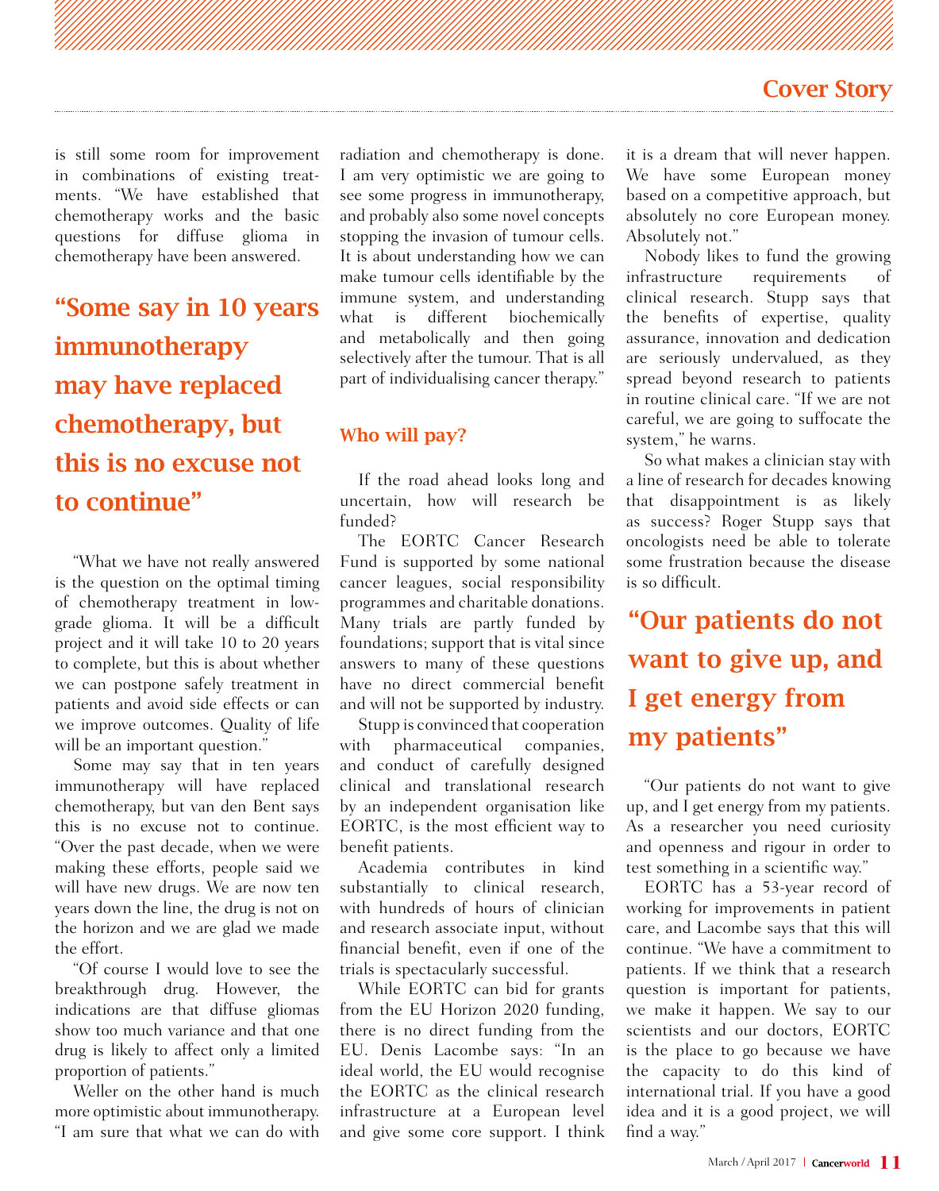is still some room for improvement in combinations of existing treatments. "We have established that chemotherapy works and the basic questions for diffuse glioma in chemotherapy have been answered.

> **"Some say in 10 years immunotherapy may have replaced chemotherapy, but this is no excuse not to continue"**

"What we have not really answered is the question on the optimal timing of chemotherapy treatment in low-grade glioma. It will be a difficult project and it will take 10 to 20 years to complete, but this is about whether we can postpone safely treatment in patients and avoid side effects or can we improve outcomes. Quality of life will be an important question."

Some may say that in ten years immunotherapy will have replaced chemotherapy, but van den Bent says this is no excuse not to continue. "Over the past decade, when we were making these efforts, people said we will have new drugs. We are now ten years down the line, the drug is not on the horizon and we are glad we made the effort.

"Of course I would love to see the breakthrough drug. However, the indications are that diffuse gliomas show too much variance and that one drug is likely to affect only a limited proportion of patients."

Weller on the other hand is much more optimistic about immunotherapy. "I am sure that what we can do with radiation and chemotherapy is done. I am very optimistic we are going to see some progress in immunotherapy, and probably also some novel concepts stopping the invasion of tumour cells. It is about understanding how we can make tumour cells identifiable by the immune system, and understanding what is different biochemically and metabolically and then going selectively after the tumour. That is all part of individualising cancer therapy."

## Who will pay?

If the road ahead looks long and uncertain, how will research be funded?

The EORTC Cancer Research Fund is supported by some national cancer leagues, social responsibility programmes and charitable donations. Many trials are partly funded by foundations; support that is vital since answers to many of these questions have no direct commercial benefit and will not be supported by industry.

Stupp is convinced that cooperation with pharmaceutical companies, and conduct of carefully designed clinical and translational research by an independent organisation like EORTC, is the most efficient way to benefit patients.

Academia contributes in kind substantially to clinical research, with hundreds of hours of clinician and research associate input, without financial benefit, even if one of the trials is spectacularly successful.

While EORTC can bid for grants from the EU Horizon 2020 funding, there is no direct funding from the EU. Denis Lacombe says: "In an ideal world, the EU would recognise the EORTC as the clinical research infrastructure at a European level and give some core support. I think it is a dream that will never happen. We have some European money based on a competitive approach, but absolutely no core European money. Absolutely not."

Nobody likes to fund the growing infrastructure requirements of clinical research. Stupp says that the benefits of expertise, quality assurance, innovation and dedication are seriously undervalued, as they spread beyond research to patients in routine clinical care. "If we are not careful, we are going to suffocate the system," he warns.

So what makes a clinician stay with a line of research for decades knowing that disappointment is as likely as success? Roger Stupp says that oncologists need be able to tolerate some frustration because the disease is so difficult.

> **"Our patients do not want to give up, and I get energy from my patients"**

"Our patients do not want to give up, and I get energy from my patients. As a researcher you need curiosity and openness and rigour in order to test something in a scientific way."

EORTC has a 53-year record of working for improvements in patient care, and Lacombe says that this will continue. "We have a commitment to patients. If we think that a research question is important for patients, we make it happen. We say to our scientists and our doctors, EORTC is the place to go because we have the capacity to do this kind of international trial. If you have a good idea and it is a good project, we will find a way."